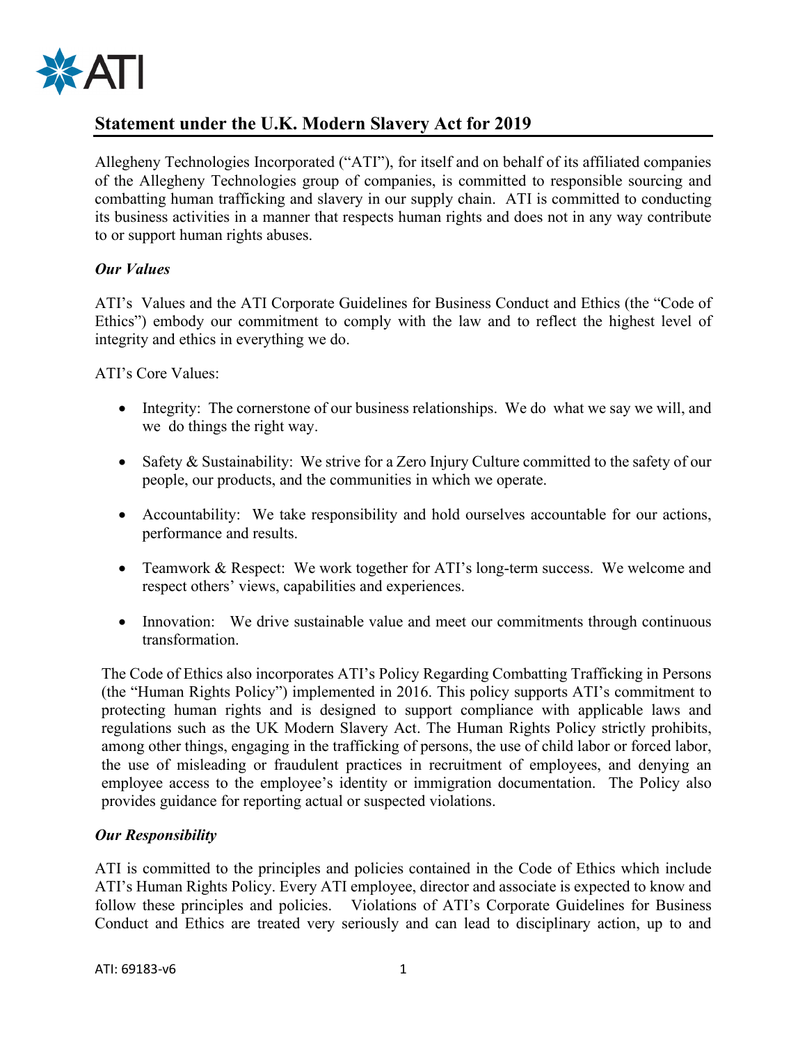## Statement under the U.K. Modern Slavery Act for 2019

Allegheny Technologies Incorporated ("ATI"), for itself and on behalf of its affiliated companies of the Allegheny Technologies group of companies, is committed to responsible sourcing and combatting human trafficking and slavery in our supply chain. ATI is committed to conducting its business activities in a manner that respects human rights and does not in any way contribute to or support human rights abuses.

### *Our Values*

ATI's Values and the ATI Corporate Guidelines for Business Conduct and Ethics (the "Code of Ethics") embody our commitment to comply with the law and to reflect the highest level of integrity and ethics in everything we do.

ATI's Core Values:

- Integrity: The cornerstone of our business relationships. We do what we say we will, and we do things the right way.
- Safety & Sustainability: We strive for a Zero Injury Culture committed to the safety of our people, our products, and the communities in which we operate.
- Accountability: We take responsibility and hold ourselves accountable for our actions, performance and results.
- Teamwork & Respect: We work together for ATI's long-term success. We welcome and respect others' views, capabilities and experiences.
- Innovation: We drive sustainable value and meet our commitments through continuous transformation.

The Code of Ethics also incorporates ATI's Policy Regarding Combatting Trafficking in Persons (the "Human Rights Policy") implemented in 2016. This policy supports ATI's commitment to protecting human rights and is designed to support compliance with applicable laws and regulations such as the UK Modern Slavery Act. The Human Rights Policy strictly prohibits, among other things, engaging in the trafficking of persons, the use of child labor or forced labor, the use of misleading or fraudulent practices in recruitment of employees, and denying an employee access to the employee's identity or immigration documentation. The Policy also provides guidance for reporting actual or suspected violations.

### *Our Responsibility*

ATI is committed to the principles and policies contained in the Code of Ethics which include ATI's Human Rights Policy. Every ATI employee, director and associate is expected to know and follow these principles and policies. Violations of ATI's Corporate Guidelines for Business Conduct and Ethics are treated very seriously and can lead to disciplinary action, up to and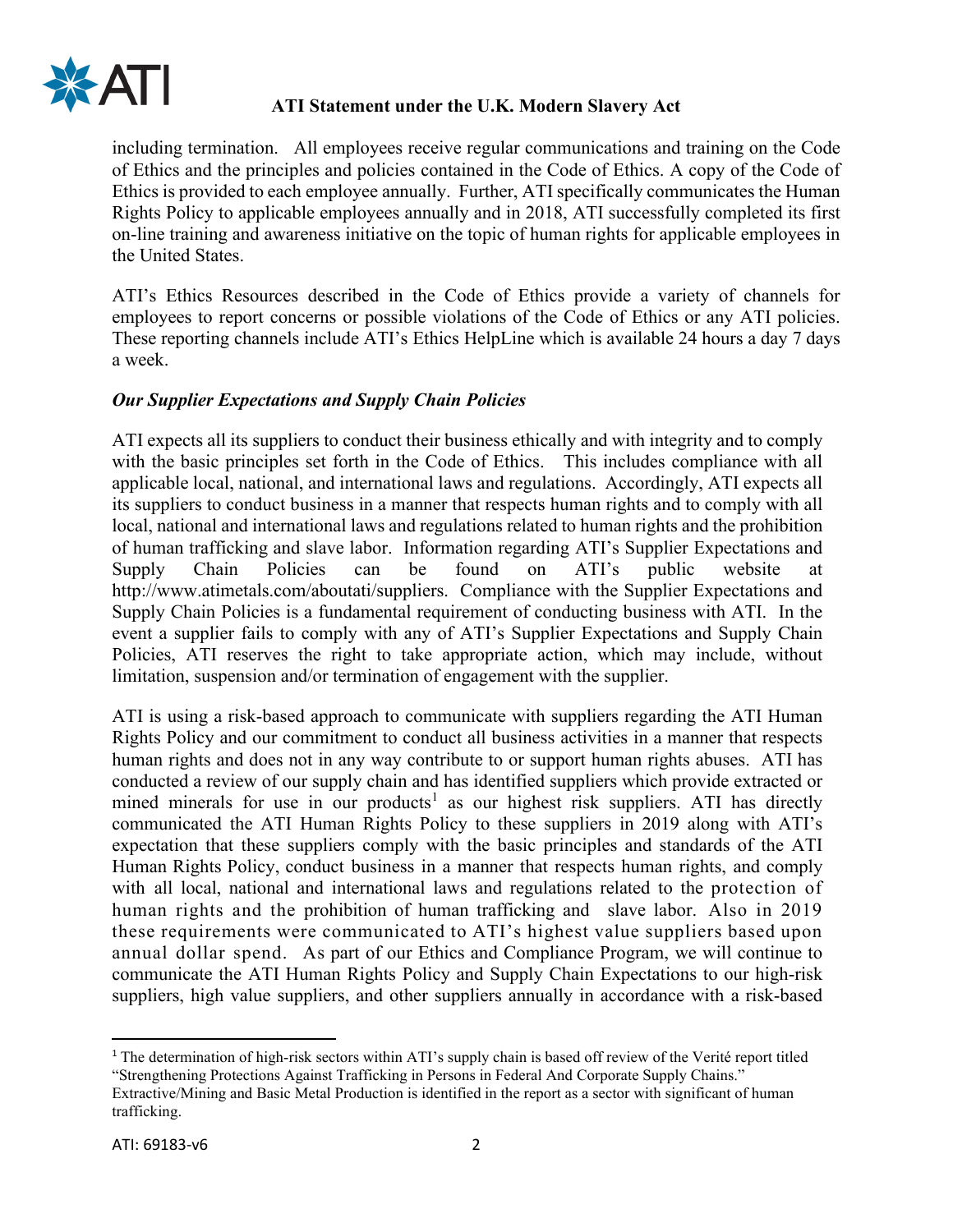including termination. All employees receive regular communications and training on the Code of Ethics and the principles and policies contained in the Code of Ethics. A copy of the Code of Ethics is provided to each employee annually. Further, ATI specifically communicates the Human Rights Policy to applicable employees annually and in 2018, ATI successfully completed its first on-line training and awareness initiative on the topic of human rights for applicable employees in the United States.

ATI's Ethics Resources described in the Code of Ethics provide a variety of channels for employees to report concerns or possible violations of the Code of Ethics or any ATI policies. These reporting channels include ATI's Ethics HelpLine which is available 24 hours a day 7 days a week.

***Our Supplier Expectations and Supply Chain Policies***

ATI expects all its suppliers to conduct their business ethically and with integrity and to comply with the basic principles set forth in the Code of Ethics. This includes compliance with all applicable local, national, and international laws and regulations. Accordingly, ATI expects all its suppliers to conduct business in a manner that respects human rights and to comply with all local, national and international laws and regulations related to human rights and the prohibition of human trafficking and slave labor. Information regarding ATI's Supplier Expectations and Supply Chain Policies can be found on ATI's public website at http://www.atimetals.com/aboutati/suppliers. Compliance with the Supplier Expectations and Supply Chain Policies is a fundamental requirement of conducting business with ATI. In the event a supplier fails to comply with any of ATI's Supplier Expectations and Supply Chain Policies, ATI reserves the right to take appropriate action, which may include, without limitation, suspension and/or termination of engagement with the supplier.

ATI is using a risk-based approach to communicate with suppliers regarding the ATI Human Rights Policy and our commitment to conduct all business activities in a manner that respects human rights and does not in any way contribute to or support human rights abuses. ATI has conducted a review of our supply chain and has identified suppliers which provide extracted or mined minerals for use in our products[1] as our highest risk suppliers. ATI has directly communicated the ATI Human Rights Policy to these suppliers in 2019 along with ATI's expectation that these suppliers comply with the basic principles and standards of the ATI Human Rights Policy, conduct business in a manner that respects human rights, and comply with all local, national and international laws and regulations related to the protection of human rights and the prohibition of human trafficking and slave labor. Also in 2019 these requirements were communicated to ATI's highest value suppliers based upon annual dollar spend. As part of our Ethics and Compliance Program, we will continue to communicate the ATI Human Rights Policy and Supply Chain Expectations to our high-risk suppliers, high value suppliers, and other suppliers annually in accordance with a risk-based

---

[1] The determination of high-risk sectors within ATI's supply chain is based off review of the Verité report titled "Strengthening Protections Against Trafficking in Persons in Federal And Corporate Supply Chains." Extractive/Mining and Basic Metal Production is identified in the report as a sector with significant of human trafficking.

ATI: 69183-v6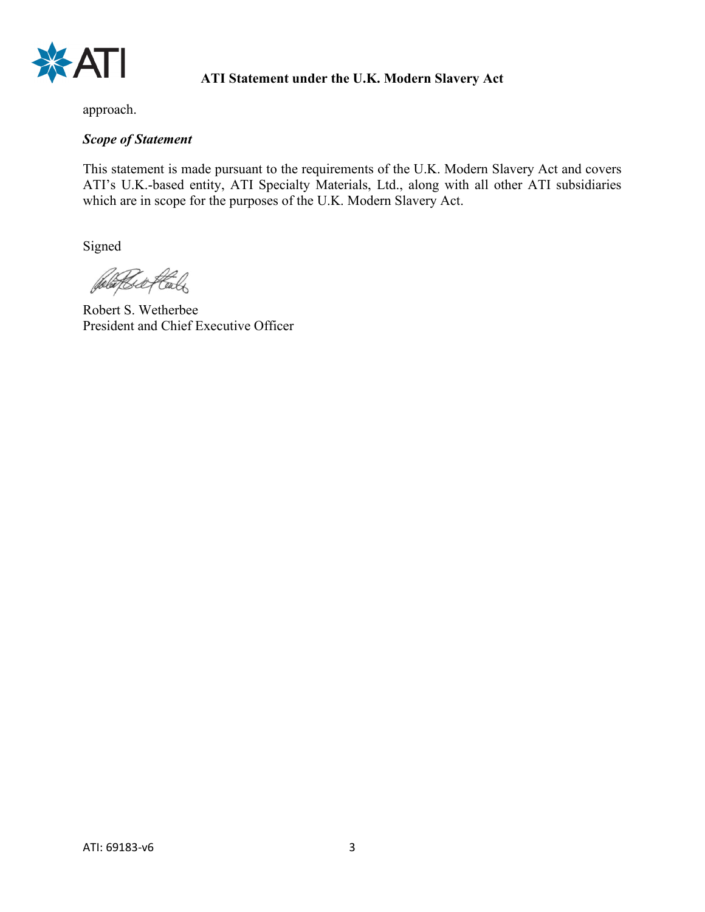approach.

***Scope of Statement***

This statement is made pursuant to the requirements of the U.K. Modern Slavery Act and covers ATI's U.K.-based entity, ATI Specialty Materials, Ltd., along with all other ATI subsidiaries which are in scope for the purposes of the U.K. Modern Slavery Act.

Signed

Robert S. Wetherbee
President and Chief Executive Officer